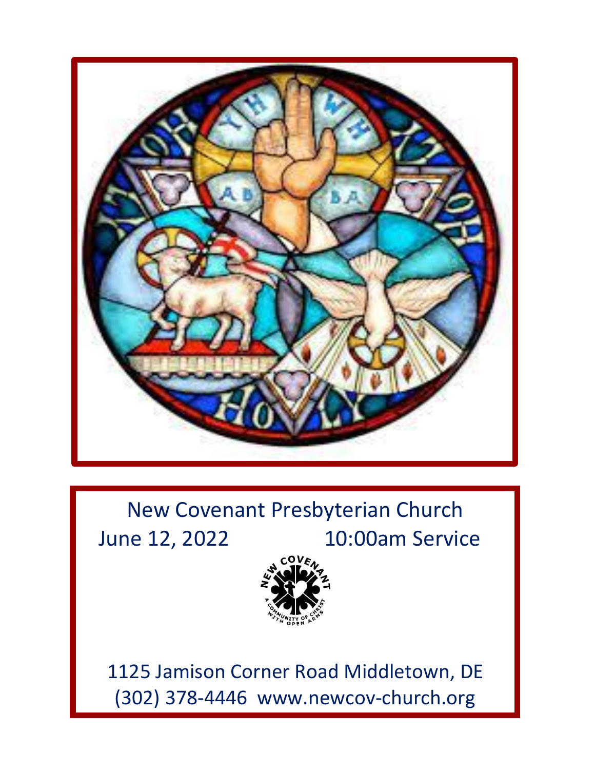New Covenant Presbyterian Church

June 12, 2022 10:00am Service

1125 Jamison Corner Road Middletown, DE

(302) 378-4446 www.newcov-church.org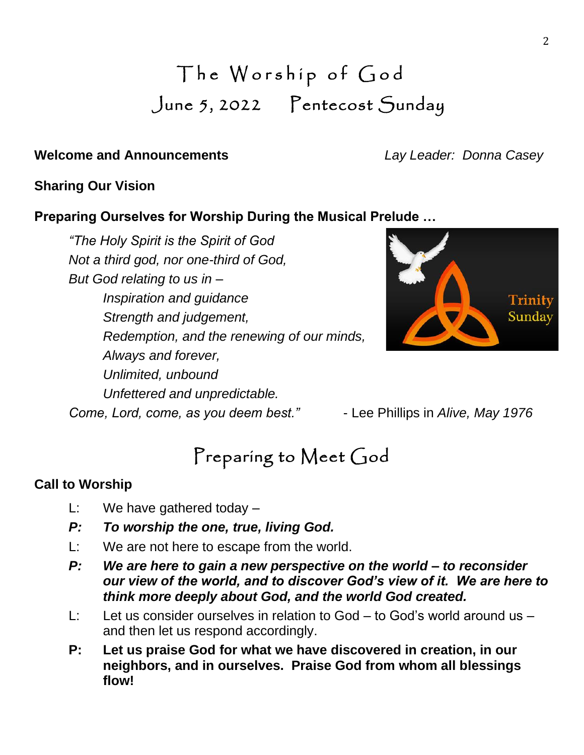# The Worship of God

## June 5, 2022     Pentecost Sunday

**Welcome and Announcements** *Lay Leader: Donna Casey*

**Sharing Our Vision**

**Preparing Ourselves for Worship During the Musical Prelude …**

*"The Holy Spirit is the Spirit of God*
*Not a third god, nor one-third of God,*
*But God relating to us in –*
*Inspiration and guidance*
*Strength and judgement,*
*Redemption, and the renewing of our minds,*
*Always and forever,*
*Unlimited, unbound*
*Unfettered and unpredictable.*
*Come, Lord, come, as you deem best."* - Lee Phillips in *Alive, May 1976*

## Preparing to Meet God

**Call to Worship**

L: We have gathered today –

***P: To worship the one, true, living God.***

L: We are not here to escape from the world.

***P: We are here to gain a new perspective on the world – to reconsider our view of the world, and to discover God's view of it. We are here to think more deeply about God, and the world God created.***

L: Let us consider ourselves in relation to God – to God's world around us – and then let us respond accordingly.

**P: Let us praise God for what we have discovered in creation, in our neighbors, and in ourselves. Praise God from whom all blessings flow!**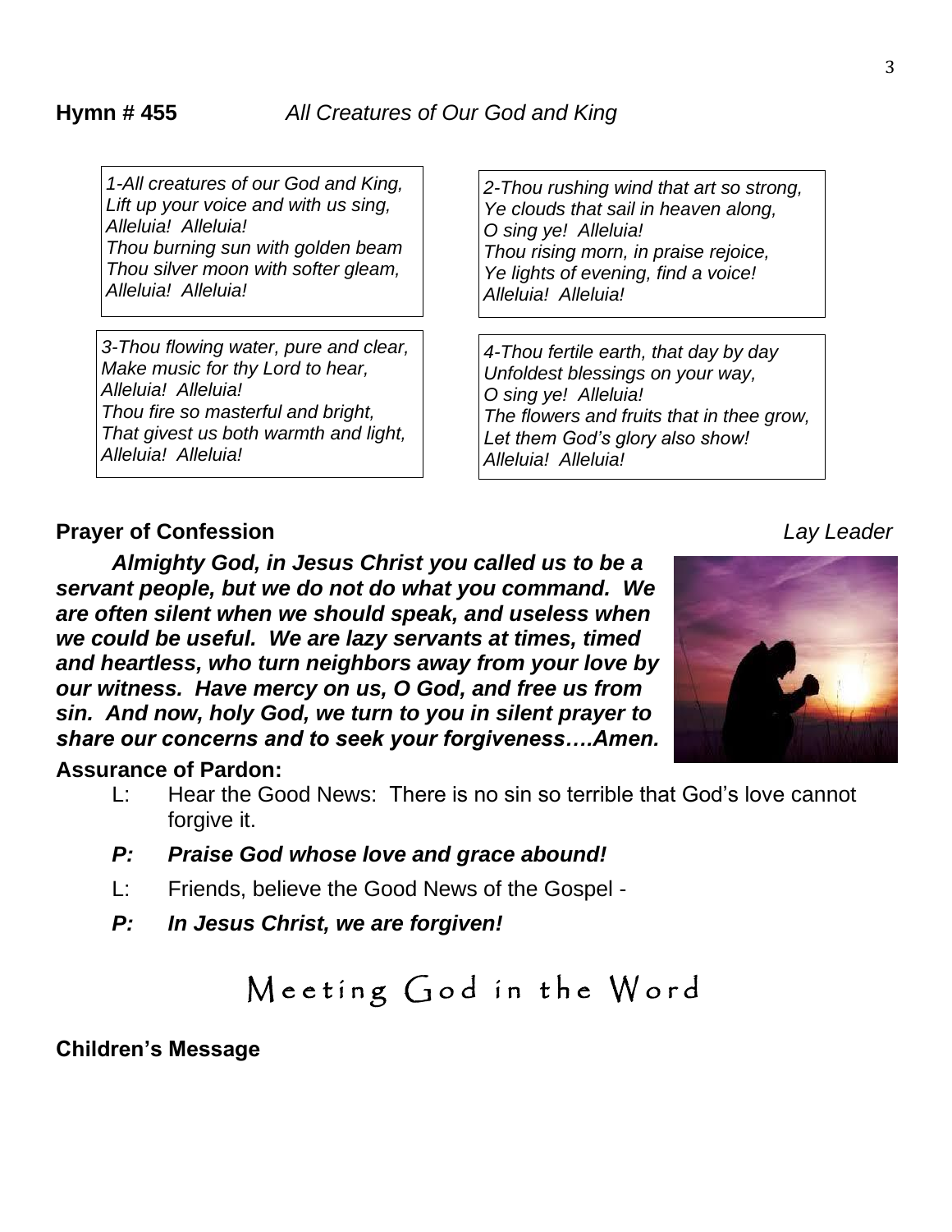**Hymn # 455** *All Creatures of Our God and King*

*1-All creatures of our God and King,*
*Lift up your voice and with us sing,*
*Alleluia! Alleluia!*
*Thou burning sun with golden beam*
*Thou silver moon with softer gleam,*
*Alleluia! Alleluia!*

*2-Thou rushing wind that art so strong,*
*Ye clouds that sail in heaven along,*
*O sing ye! Alleluia!*
*Thou rising morn, in praise rejoice,*
*Ye lights of evening, find a voice!*
*Alleluia! Alleluia!*

*3-Thou flowing water, pure and clear,*
*Make music for thy Lord to hear,*
*Alleluia! Alleluia!*
*Thou fire so masterful and bright,*
*That givest us both warmth and light,*
*Alleluia! Alleluia!*

*4-Thou fertile earth, that day by day*
*Unfoldest blessings on your way,*
*O sing ye! Alleluia!*
*The flowers and fruits that in thee grow,*
*Let them God's glory also show!*
*Alleluia! Alleluia!*

**Prayer of Confession** *Lay Leader*

***Almighty God, in Jesus Christ you called us to be a servant people, but we do not do what you command. We are often silent when we should speak, and useless when we could be useful. We are lazy servants at times, timed and heartless, who turn neighbors away from your love by our witness. Have mercy on us, O God, and free us from sin. And now, holy God, we turn to you in silent prayer to share our concerns and to seek your forgiveness….Amen.***

**Assurance of Pardon:**

L: Hear the Good News: There is no sin so terrible that God's love cannot forgive it.

***P: Praise God whose love and grace abound!***

L: Friends, believe the Good News of the Gospel -

***P: In Jesus Christ, we are forgiven!***

## Meeting God in the Word

**Children's Message**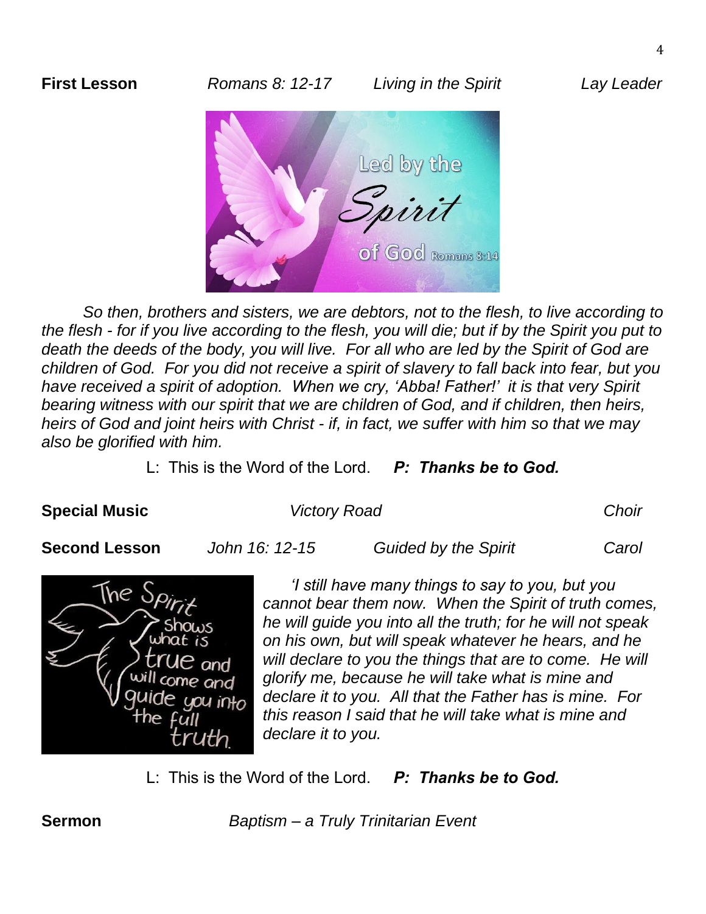**First Lesson** *Romans 8: 12-17* *Living in the Spirit* *Lay Leader*

*So then, brothers and sisters, we are debtors, not to the flesh, to live according to the flesh - for if you live according to the flesh, you will die; but if by the Spirit you put to death the deeds of the body, you will live. For all who are led by the Spirit of God are children of God. For you did not receive a spirit of slavery to fall back into fear, but you have received a spirit of adoption. When we cry, 'Abba! Father!' it is that very Spirit bearing witness with our spirit that we are children of God, and if children, then heirs, heirs of God and joint heirs with Christ - if, in fact, we suffer with him so that we may also be glorified with him.*

L: This is the Word of the Lord. ***P: Thanks be to God.***

**Special Music** *Victory Road* *Choir*

**Second Lesson** *John 16: 12-15* *Guided by the Spirit* *Carol*

*'I still have many things to say to you, but you cannot bear them now. When the Spirit of truth comes, he will guide you into all the truth; for he will not speak on his own, but will speak whatever he hears, and he will declare to you the things that are to come. He will glorify me, because he will take what is mine and declare it to you. All that the Father has is mine. For this reason I said that he will take what is mine and declare it to you.*

L: This is the Word of the Lord. ***P: Thanks be to God.***

**Sermon** *Baptism – a Truly Trinitarian Event*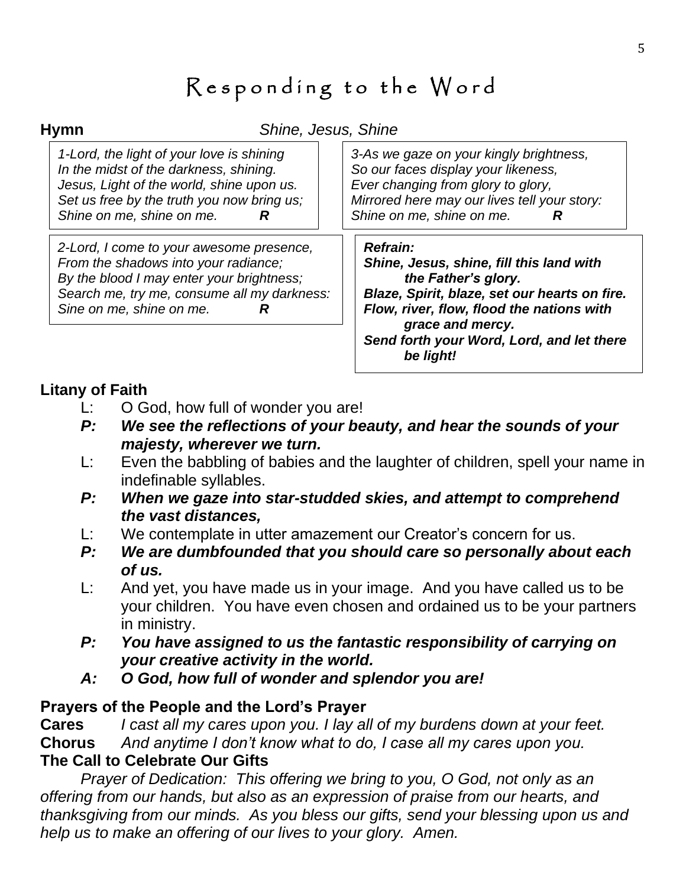# Responding to the Word

**Hymn** *Shine, Jesus, Shine*

*1-Lord, the light of your love is shining*
*In the midst of the darkness, shining.*
*Jesus, Light of the world, shine upon us.*
*Set us free by the truth you now bring us;*
*Shine on me, shine on me.* ***R***

*2-Lord, I come to your awesome presence,*
*From the shadows into your radiance;*
*By the blood I may enter your brightness;*
*Search me, try me, consume all my darkness:*
*Sine on me, shine on me.* ***R***

*3-As we gaze on your kingly brightness,*
*So our faces display your likeness,*
*Ever changing from glory to glory,*
*Mirrored here may our lives tell your story:*
*Shine on me, shine on me.* ***R***

***Refrain:***
***Shine, Jesus, shine, fill this land with the Father's glory.***
***Blaze, Spirit, blaze, set our hearts on fire.***
***Flow, river, flow, flood the nations with grace and mercy.***
***Send forth your Word, Lord, and let there be light!***

**Litany of Faith**

L: O God, how full of wonder you are!

***P: We see the reflections of your beauty, and hear the sounds of your majesty, wherever we turn.***

L: Even the babbling of babies and the laughter of children, spell your name in indefinable syllables.

***P: When we gaze into star-studded skies, and attempt to comprehend the vast distances,***

L: We contemplate in utter amazement our Creator's concern for us.

***P: We are dumbfounded that you should care so personally about each of us.***

L: And yet, you have made us in your image. And you have called us to be your children. You have even chosen and ordained us to be your partners in ministry.

***P: You have assigned to us the fantastic responsibility of carrying on your creative activity in the world.***

***A: O God, how full of wonder and splendor you are!***

**Prayers of the People and the Lord's Prayer**

**Cares** *I cast all my cares upon you. I lay all of my burdens down at your feet.*
**Chorus** *And anytime I don't know what to do, I case all my cares upon you.*

**The Call to Celebrate Our Gifts**

*Prayer of Dedication: This offering we bring to you, O God, not only as an offering from our hands, but also as an expression of praise from our hearts, and thanksgiving from our minds. As you bless our gifts, send your blessing upon us and help us to make an offering of our lives to your glory. Amen.*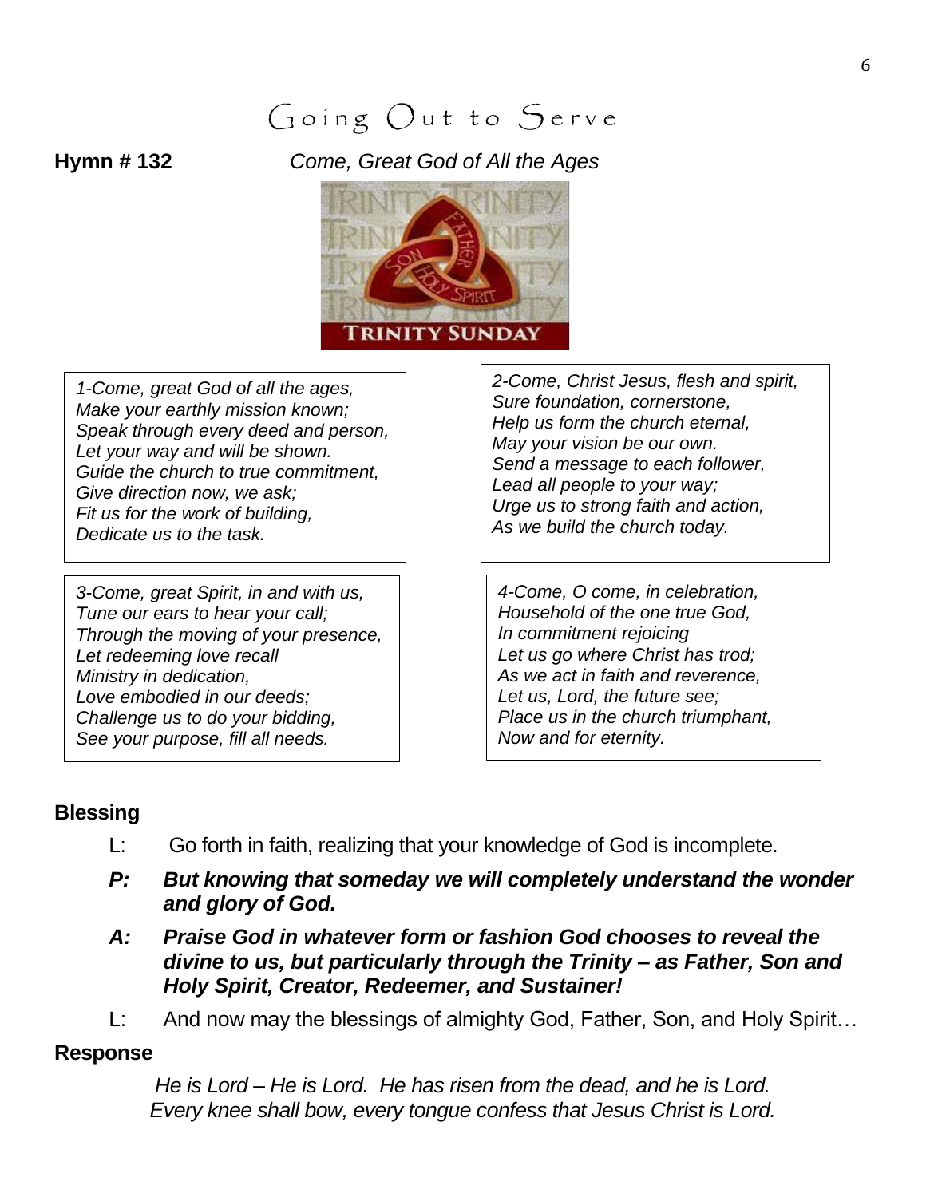# Going Out to Serve

**Hymn # 132** *Come, Great God of All the Ages*

*1-Come, great God of all the ages,*
*Make your earthly mission known;*
*Speak through every deed and person,*
*Let your way and will be shown.*
*Guide the church to true commitment,*
*Give direction now, we ask;*
*Fit us for the work of building,*
*Dedicate us to the task.*

*2-Come, Christ Jesus, flesh and spirit,*
*Sure foundation, cornerstone,*
*Help us form the church eternal,*
*May your vision be our own.*
*Send a message to each follower,*
*Lead all people to your way;*
*Urge us to strong faith and action,*
*As we build the church today.*

*3-Come, great Spirit, in and with us,*
*Tune our ears to hear your call;*
*Through the moving of your presence,*
*Let redeeming love recall*
*Ministry in dedication,*
*Love embodied in our deeds;*
*Challenge us to do your bidding,*
*See your purpose, fill all needs.*

*4-Come, O come, in celebration,*
*Household of the one true God,*
*In commitment rejoicing*
*Let us go where Christ has trod;*
*As we act in faith and reverence,*
*Let us, Lord, the future see;*
*Place us in the church triumphant,*
*Now and for eternity.*

## Blessing

L: Go forth in faith, realizing that your knowledge of God is incomplete.

***P: But knowing that someday we will completely understand the wonder and glory of God.***

***A: Praise God in whatever form or fashion God chooses to reveal the divine to us, but particularly through the Trinity – as Father, Son and Holy Spirit, Creator, Redeemer, and Sustainer!***

L: And now may the blessings of almighty God, Father, Son, and Holy Spirit…

## Response

*He is Lord – He is Lord. He has risen from the dead, and he is Lord.*
*Every knee shall bow, every tongue confess that Jesus Christ is Lord.*